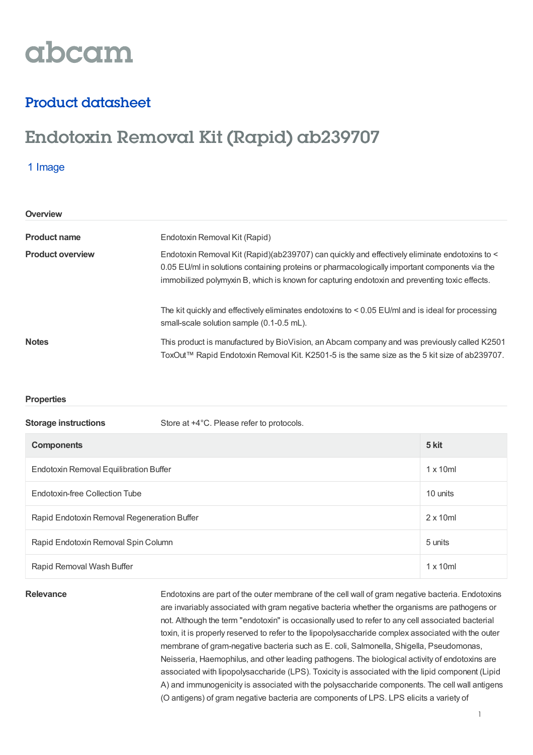# abcam

## Product datasheet

# Endotoxin Removal Kit (Rapid) ab239707

1 Image

### Overview

**Product name**

Endotoxin Removal Kit (Rapid)

**Product overview**

Endotoxin Removal Kit (Rapid)(ab239707) can quickly and effectively eliminate endotoxins to < 0.05 EU/ml in solutions containing proteins or pharmacologically important components via the immobilized polymyxin B, which is known for capturing endotoxin and preventing toxic effects.

The kit quickly and effectively eliminates endotoxins to < 0.05 EU/ml and is ideal for processing small-scale solution sample (0.1-0.5 mL).

**Notes**

This product is manufactured by BioVision, an Abcam company and was previously called K2501 ToxOut™ Rapid Endotoxin Removal Kit. K2501-5 is the same size as the 5 kit size of ab239707.

### Properties

**Storage instructions**

Store at +4°C. Please refer to protocols.

| Components | 5 kit |
| --- | --- |
| Endotoxin Removal Equilibration Buffer | 1 x 10ml |
| Endotoxin-free Collection Tube | 10 units |
| Rapid Endotoxin Removal Regeneration Buffer | 2 x 10ml |
| Rapid Endotoxin Removal Spin Column | 5 units |
| Rapid Removal Wash Buffer | 1 x 10ml |

**Relevance**

Endotoxins are part of the outer membrane of the cell wall of gram negative bacteria. Endotoxins are invariably associated with gram negative bacteria whether the organisms are pathogens or not. Although the term "endotoxin" is occasionally used to refer to any cell associated bacterial toxin, it is properly reserved to refer to the lipopolysaccharide complex associated with the outer membrane of gram-negative bacteria such as E. coli, Salmonella, Shigella, Pseudomonas, Neisseria, Haemophilus, and other leading pathogens. The biological activity of endotoxins are associated with lipopolysaccharide (LPS). Toxicity is associated with the lipid component (Lipid A) and immunogenicity is associated with the polysaccharide components. The cell wall antigens (O antigens) of gram negative bacteria are components of LPS. LPS elicits a variety of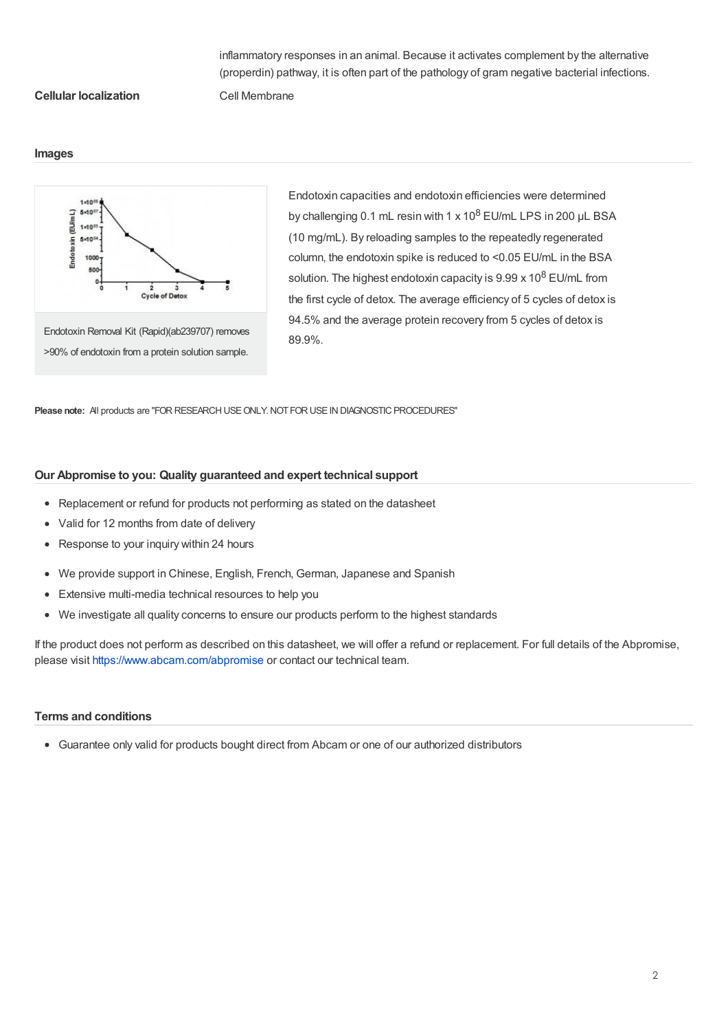inflammatory responses in an animal. Because it activates complement by the alternative (properdin) pathway, it is often part of the pathology of gram negative bacterial infections.

**Cellular localization** Cell Membrane

## Images

Endotoxin (EU/mL)

1×10^08
5×10^07
1×10^05
5×10^04
1000
500
0

0 1 2 3 4 5

Cycle of Detox

Endotoxin Removal Kit (Rapid)(ab239707) removes >90% of endotoxin from a protein solution sample.

Endotoxin capacities and endotoxin efficiencies were determined by challenging 0.1 mL resin with 1 x $10^8$ EU/mL LPS in 200 µL BSA (10 mg/mL). By reloading samples to the repeatedly regenerated column, the endotoxin spike is reduced to <0.05 EU/mL in the BSA solution. The highest endotoxin capacity is 9.99 x $10^8$ EU/mL from the first cycle of detox. The average efficiency of 5 cycles of detox is 94.5% and the average protein recovery from 5 cycles of detox is 89.9%.

**Please note:** All products are "FOR RESEARCH USE ONLY. NOT FOR USE IN DIAGNOSTIC PROCEDURES"

## Our Abpromise to you: Quality guaranteed and expert technical support

- Replacement or refund for products not performing as stated on the datasheet
- Valid for 12 months from date of delivery
- Response to your inquiry within 24 hours

- We provide support in Chinese, English, French, German, Japanese and Spanish
- Extensive multi-media technical resources to help you
- We investigate all quality concerns to ensure our products perform to the highest standards

If the product does not perform as described on this datasheet, we will offer a refund or replacement. For full details of the Abpromise, please visit https://www.abcam.com/abpromise or contact our technical team.

## Terms and conditions

- Guarantee only valid for products bought direct from Abcam or one of our authorized distributors